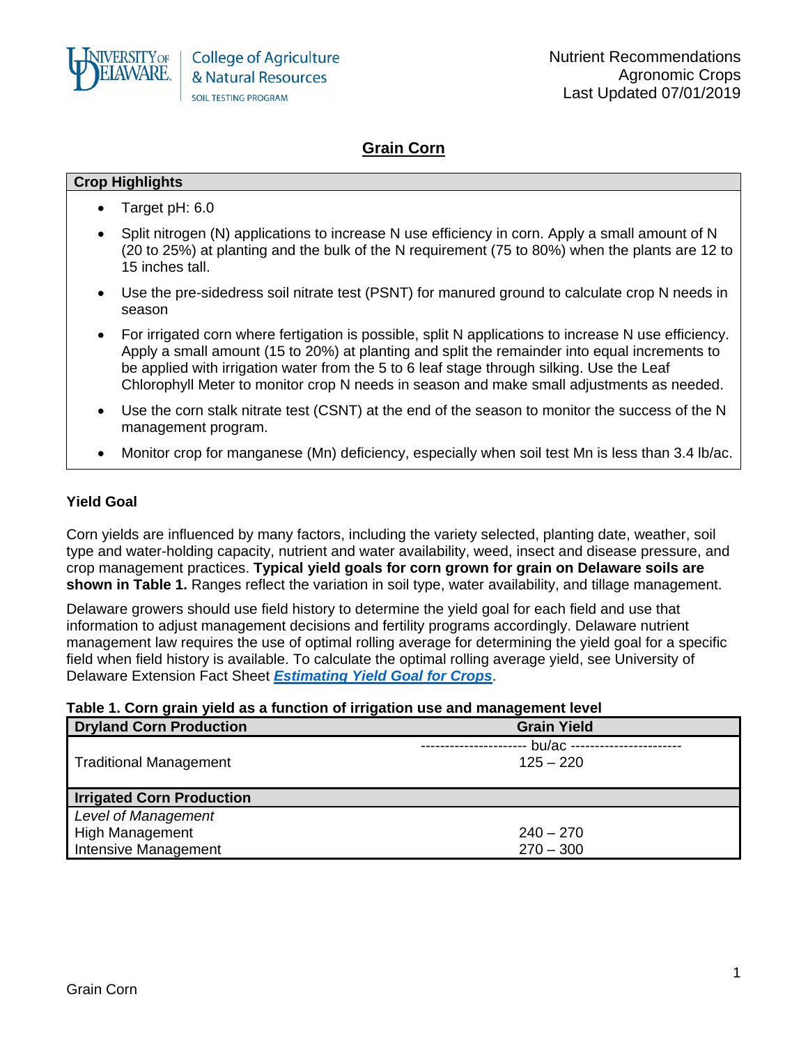# Grain Corn

| Crop Highlights |
|---|
| • Target pH: 6.0<br>• Split nitrogen (N) applications to increase N use efficiency in corn. Apply a small amount of N (20 to 25%) at planting and the bulk of the N requirement (75 to 80%) when the plants are 12 to 15 inches tall.<br>• Use the pre-sidedress soil nitrate test (PSNT) for manured ground to calculate crop N needs in season<br>• For irrigated corn where fertigation is possible, split N applications to increase N use efficiency. Apply a small amount (15 to 20%) at planting and split the remainder into equal increments to be applied with irrigation water from the 5 to 6 leaf stage through silking. Use the Leaf Chlorophyll Meter to monitor crop N needs in season and make small adjustments as needed.<br>• Use the corn stalk nitrate test (CSNT) at the end of the season to monitor the success of the N management program.<br>• Monitor crop for manganese (Mn) deficiency, especially when soil test Mn is less than 3.4 lb/ac. |

### Yield Goal

Corn yields are influenced by many factors, including the variety selected, planting date, weather, soil type and water-holding capacity, nutrient and water availability, weed, insect and disease pressure, and crop management practices. **Typical yield goals for corn grown for grain on Delaware soils are shown in Table 1.** Ranges reflect the variation in soil type, water availability, and tillage management.

Delaware growers should use field history to determine the yield goal for each field and use that information to adjust management decisions and fertility programs accordingly. Delaware nutrient management law requires the use of optimal rolling average for determining the yield goal for a specific field when field history is available. To calculate the optimal rolling average yield, see University of Delaware Extension Fact Sheet ***Estimating Yield Goal for Crops***.

**Table 1. Corn grain yield as a function of irrigation use and management level**

| **Dryland Corn Production** | **Grain Yield** |
|---|---|
| | ---------------------- bu/ac ---------------------- |
| Traditional Management | 125 – 220 |
| **Irrigated Corn Production** | |
| *Level of Management* | |
| High Management | 240 – 270 |
| Intensive Management | 270 – 300 |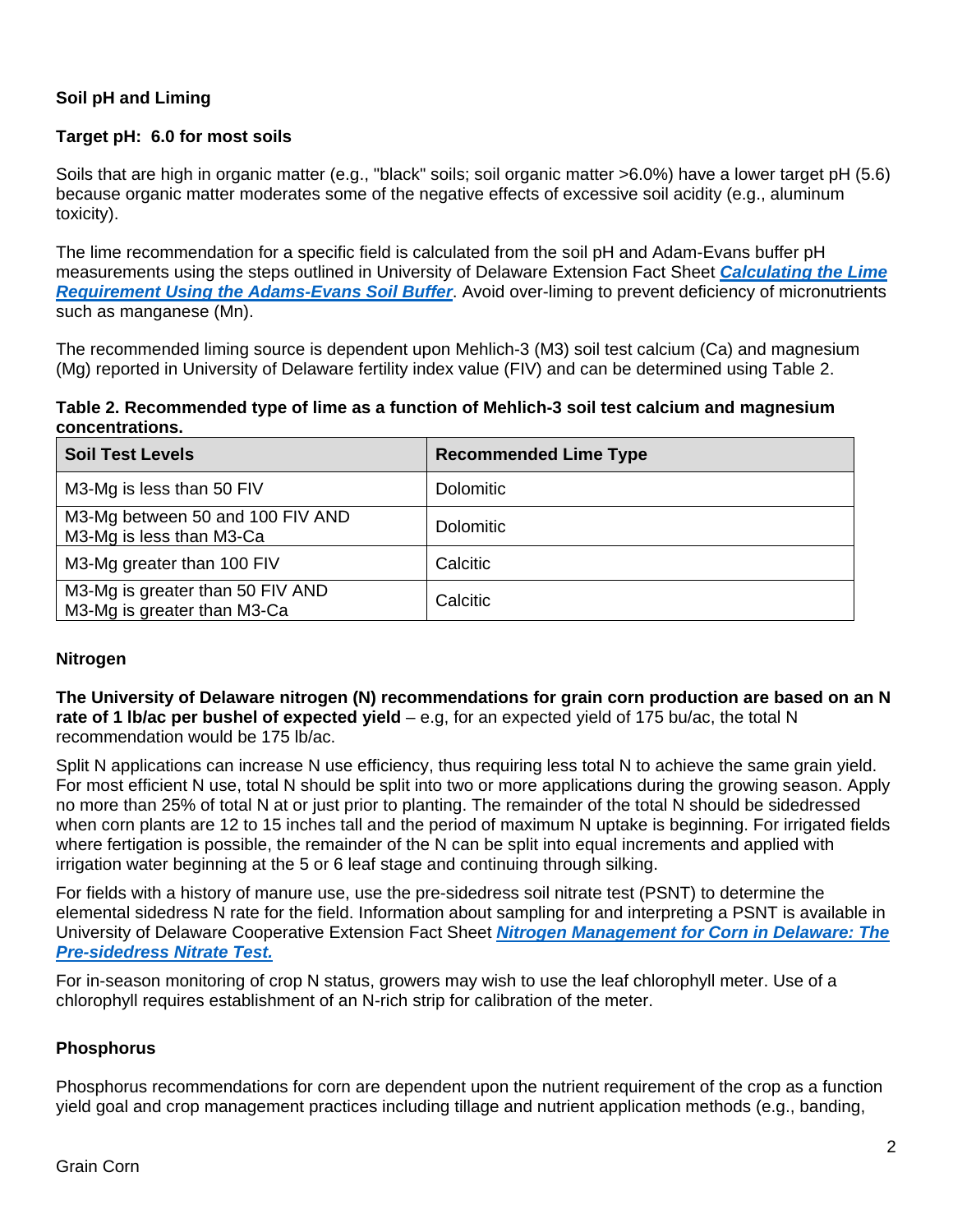### Soil pH and Liming

**Target pH: 6.0 for most soils**

Soils that are high in organic matter (e.g., "black" soils; soil organic matter >6.0%) have a lower target pH (5.6) because organic matter moderates some of the negative effects of excessive soil acidity (e.g., aluminum toxicity).

The lime recommendation for a specific field is calculated from the soil pH and Adam-Evans buffer pH measurements using the steps outlined in University of Delaware Extension Fact Sheet ***Calculating the Lime Requirement Using the Adams-Evans Soil Buffer***. Avoid over-liming to prevent deficiency of micronutrients such as manganese (Mn).

The recommended liming source is dependent upon Mehlich-3 (M3) soil test calcium (Ca) and magnesium (Mg) reported in University of Delaware fertility index value (FIV) and can be determined using Table 2.

**Table 2. Recommended type of lime as a function of Mehlich-3 soil test calcium and magnesium concentrations.**

| Soil Test Levels | Recommended Lime Type |
|---|---|
| M3-Mg is less than 50 FIV | Dolomitic |
| M3-Mg between 50 and 100 FIV AND M3-Mg is less than M3-Ca | Dolomitic |
| M3-Mg greater than 100 FIV | Calcitic |
| M3-Mg is greater than 50 FIV AND M3-Mg is greater than M3-Ca | Calcitic |

### Nitrogen

**The University of Delaware nitrogen (N) recommendations for grain corn production are based on an N rate of 1 lb/ac per bushel of expected yield** – e.g, for an expected yield of 175 bu/ac, the total N recommendation would be 175 lb/ac.

Split N applications can increase N use efficiency, thus requiring less total N to achieve the same grain yield. For most efficient N use, total N should be split into two or more applications during the growing season. Apply no more than 25% of total N at or just prior to planting. The remainder of the total N should be sidedressed when corn plants are 12 to 15 inches tall and the period of maximum N uptake is beginning. For irrigated fields where fertigation is possible, the remainder of the N can be split into equal increments and applied with irrigation water beginning at the 5 or 6 leaf stage and continuing through silking.

For fields with a history of manure use, use the pre-sidedress soil nitrate test (PSNT) to determine the elemental sidedress N rate for the field. Information about sampling for and interpreting a PSNT is available in University of Delaware Cooperative Extension Fact Sheet ***Nitrogen Management for Corn in Delaware: The Pre-sidedress Nitrate Test.***

For in-season monitoring of crop N status, growers may wish to use the leaf chlorophyll meter. Use of a chlorophyll requires establishment of an N-rich strip for calibration of the meter.

### Phosphorus

Phosphorus recommendations for corn are dependent upon the nutrient requirement of the crop as a function yield goal and crop management practices including tillage and nutrient application methods (e.g., banding,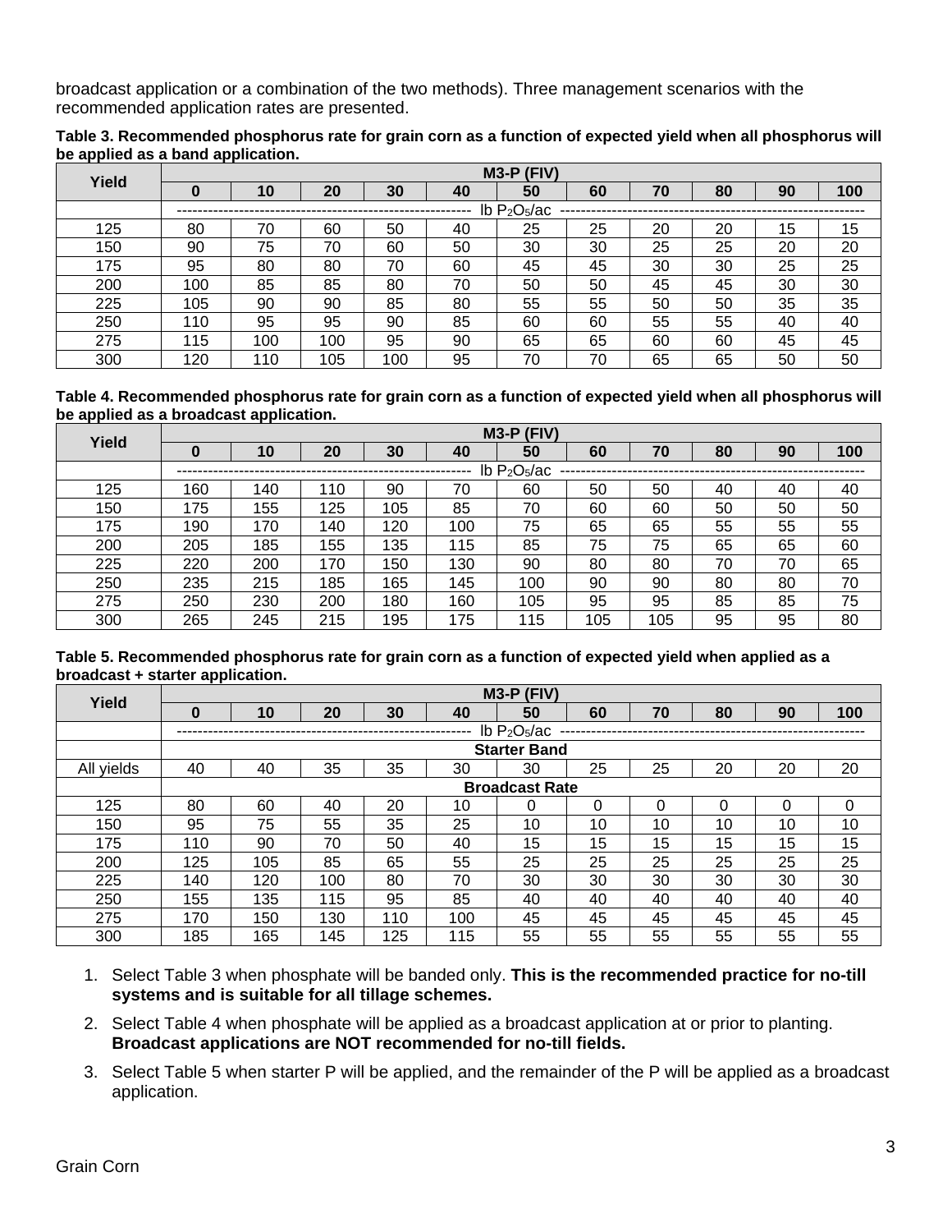broadcast application or a combination of the two methods). Three management scenarios with the recommended application rates are presented.

**Table 3. Recommended phosphorus rate for grain corn as a function of expected yield when all phosphorus will be applied as a band application.**

| Yield | M3-P (FIV) | | | | | | | | | | |
|---|---|---|---|---|---|---|---|---|---|---|---|
| | **0** | **10** | **20** | **30** | **40** | **50** | **60** | **70** | **80** | **90** | **100** |
| | lb $P_2O_5$/ac | | | | | | | | | | |
| 125 | 80 | 70 | 60 | 50 | 40 | 25 | 25 | 20 | 20 | 15 | 15 |
| 150 | 90 | 75 | 70 | 60 | 50 | 30 | 30 | 25 | 25 | 20 | 20 |
| 175 | 95 | 80 | 80 | 70 | 60 | 45 | 45 | 30 | 30 | 25 | 25 |
| 200 | 100 | 85 | 85 | 80 | 70 | 50 | 50 | 45 | 45 | 30 | 30 |
| 225 | 105 | 90 | 90 | 85 | 80 | 55 | 55 | 50 | 50 | 35 | 35 |
| 250 | 110 | 95 | 95 | 90 | 85 | 60 | 60 | 55 | 55 | 40 | 40 |
| 275 | 115 | 100 | 100 | 95 | 90 | 65 | 65 | 60 | 60 | 45 | 45 |
| 300 | 120 | 110 | 105 | 100 | 95 | 70 | 70 | 65 | 65 | 50 | 50 |

**Table 4. Recommended phosphorus rate for grain corn as a function of expected yield when all phosphorus will be applied as a broadcast application.**

| Yield | M3-P (FIV) | | | | | | | | | | |
|---|---|---|---|---|---|---|---|---|---|---|---|
| | **0** | **10** | **20** | **30** | **40** | **50** | **60** | **70** | **80** | **90** | **100** |
| | lb $P_2O_5$/ac | | | | | | | | | | |
| 125 | 160 | 140 | 110 | 90 | 70 | 60 | 50 | 50 | 40 | 40 | 40 |
| 150 | 175 | 155 | 125 | 105 | 85 | 70 | 60 | 60 | 50 | 50 | 50 |
| 175 | 190 | 170 | 140 | 120 | 100 | 75 | 65 | 65 | 55 | 55 | 55 |
| 200 | 205 | 185 | 155 | 135 | 115 | 85 | 75 | 75 | 65 | 65 | 60 |
| 225 | 220 | 200 | 170 | 150 | 130 | 90 | 80 | 80 | 70 | 70 | 65 |
| 250 | 235 | 215 | 185 | 165 | 145 | 100 | 90 | 90 | 80 | 80 | 70 |
| 275 | 250 | 230 | 200 | 180 | 160 | 105 | 95 | 95 | 85 | 85 | 75 |
| 300 | 265 | 245 | 215 | 195 | 175 | 115 | 105 | 105 | 95 | 95 | 80 |

**Table 5. Recommended phosphorus rate for grain corn as a function of expected yield when applied as a broadcast + starter application.**

| Yield | M3-P (FIV) | | | | | | | | | | |
|---|---|---|---|---|---|---|---|---|---|---|---|
| | **0** | **10** | **20** | **30** | **40** | **50** | **60** | **70** | **80** | **90** | **100** |
| | lb $P_2O_5$/ac | | | | | | | | | | |
| | **Starter Band** | | | | | | | | | | |
| All yields | 40 | 40 | 35 | 35 | 30 | 30 | 25 | 25 | 20 | 20 | 20 |
| | **Broadcast Rate** | | | | | | | | | | |
| 125 | 80 | 60 | 40 | 20 | 10 | 0 | 0 | 0 | 0 | 0 | 0 |
| 150 | 95 | 75 | 55 | 35 | 25 | 10 | 10 | 10 | 10 | 10 | 10 |
| 175 | 110 | 90 | 70 | 50 | 40 | 15 | 15 | 15 | 15 | 15 | 15 |
| 200 | 125 | 105 | 85 | 65 | 55 | 25 | 25 | 25 | 25 | 25 | 25 |
| 225 | 140 | 120 | 100 | 80 | 70 | 30 | 30 | 30 | 30 | 30 | 30 |
| 250 | 155 | 135 | 115 | 95 | 85 | 40 | 40 | 40 | 40 | 40 | 40 |
| 275 | 170 | 150 | 130 | 110 | 100 | 45 | 45 | 45 | 45 | 45 | 45 |
| 300 | 185 | 165 | 145 | 125 | 115 | 55 | 55 | 55 | 55 | 55 | 55 |

1. Select Table 3 when phosphate will be banded only. **This is the recommended practice for no-till systems and is suitable for all tillage schemes.**
2. Select Table 4 when phosphate will be applied as a broadcast application at or prior to planting. **Broadcast applications are NOT recommended for no-till fields.**
3. Select Table 5 when starter P will be applied, and the remainder of the P will be applied as a broadcast application.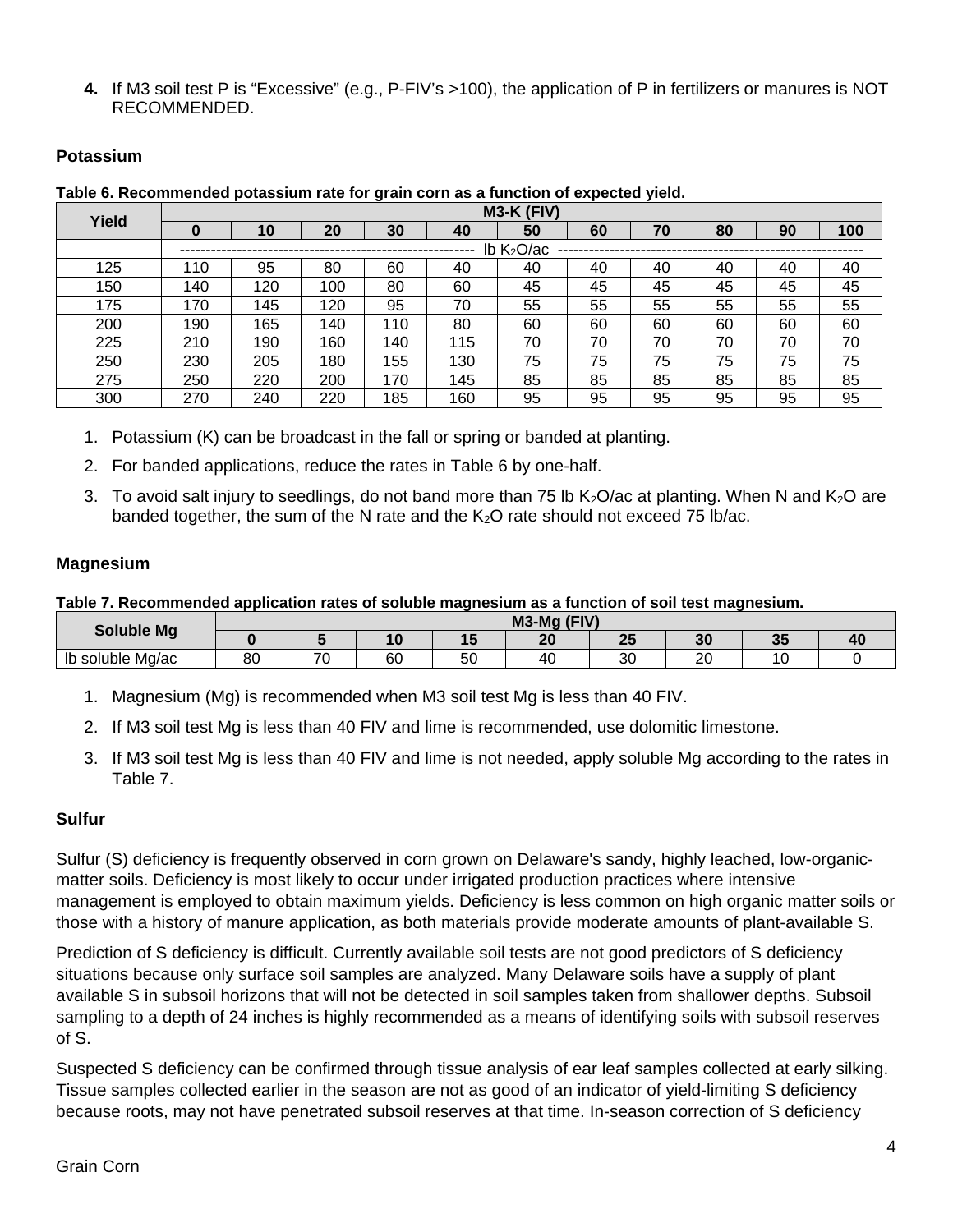4. If M3 soil test P is "Excessive" (e.g., P-FIV's >100), the application of P in fertilizers or manures is NOT RECOMMENDED.

### Potassium

**Table 6. Recommended potassium rate for grain corn as a function of expected yield.**

| Yield | M3-K (FIV) | | | | | | | | | | |
|---|---|---|---|---|---|---|---|---|---|---|---|
| | **0** | **10** | **20** | **30** | **40** | **50** | **60** | **70** | **80** | **90** | **100** |
| | lb $K_2O$/ac | | | | | | | | | | |
| 125 | 110 | 95 | 80 | 60 | 40 | 40 | 40 | 40 | 40 | 40 | 40 |
| 150 | 140 | 120 | 100 | 80 | 60 | 45 | 45 | 45 | 45 | 45 | 45 |
| 175 | 170 | 145 | 120 | 95 | 70 | 55 | 55 | 55 | 55 | 55 | 55 |
| 200 | 190 | 165 | 140 | 110 | 80 | 60 | 60 | 60 | 60 | 60 | 60 |
| 225 | 210 | 190 | 160 | 140 | 115 | 70 | 70 | 70 | 70 | 70 | 70 |
| 250 | 230 | 205 | 180 | 155 | 130 | 75 | 75 | 75 | 75 | 75 | 75 |
| 275 | 250 | 220 | 200 | 170 | 145 | 85 | 85 | 85 | 85 | 85 | 85 |
| 300 | 270 | 240 | 220 | 185 | 160 | 95 | 95 | 95 | 95 | 95 | 95 |

1. Potassium (K) can be broadcast in the fall or spring or banded at planting.
2. For banded applications, reduce the rates in Table 6 by one-half.
3. To avoid salt injury to seedlings, do not band more than 75 lb $K_2O$/ac at planting. When N and $K_2O$ are banded together, the sum of the N rate and the $K_2O$ rate should not exceed 75 lb/ac.

### Magnesium

**Table 7. Recommended application rates of soluble magnesium as a function of soil test magnesium.**

| Soluble Mg | M3-Mg (FIV) | | | | | | | | |
|---|---|---|---|---|---|---|---|---|---|
| | **0** | **5** | **10** | **15** | **20** | **25** | **30** | **35** | **40** |
| lb soluble Mg/ac | 80 | 70 | 60 | 50 | 40 | 30 | 20 | 10 | 0 |

1. Magnesium (Mg) is recommended when M3 soil test Mg is less than 40 FIV.
2. If M3 soil test Mg is less than 40 FIV and lime is recommended, use dolomitic limestone.
3. If M3 soil test Mg is less than 40 FIV and lime is not needed, apply soluble Mg according to the rates in Table 7.

### Sulfur

Sulfur (S) deficiency is frequently observed in corn grown on Delaware's sandy, highly leached, low-organic-matter soils. Deficiency is most likely to occur under irrigated production practices where intensive management is employed to obtain maximum yields. Deficiency is less common on high organic matter soils or those with a history of manure application, as both materials provide moderate amounts of plant-available S.

Prediction of S deficiency is difficult. Currently available soil tests are not good predictors of S deficiency situations because only surface soil samples are analyzed. Many Delaware soils have a supply of plant available S in subsoil horizons that will not be detected in soil samples taken from shallower depths. Subsoil sampling to a depth of 24 inches is highly recommended as a means of identifying soils with subsoil reserves of S.

Suspected S deficiency can be confirmed through tissue analysis of ear leaf samples collected at early silking. Tissue samples collected earlier in the season are not as good of an indicator of yield-limiting S deficiency because roots, may not have penetrated subsoil reserves at that time. In-season correction of S deficiency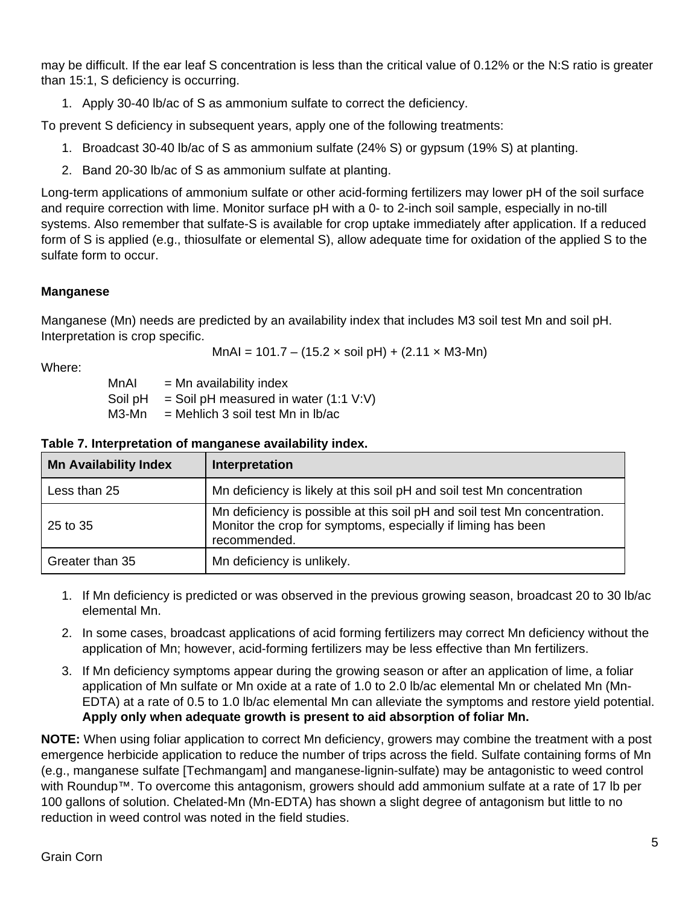may be difficult. If the ear leaf S concentration is less than the critical value of 0.12% or the N:S ratio is greater than 15:1, S deficiency is occurring.

1. Apply 30-40 lb/ac of S as ammonium sulfate to correct the deficiency.

To prevent S deficiency in subsequent years, apply one of the following treatments:

1. Broadcast 30-40 lb/ac of S as ammonium sulfate (24% S) or gypsum (19% S) at planting.
2. Band 20-30 lb/ac of S as ammonium sulfate at planting.

Long-term applications of ammonium sulfate or other acid-forming fertilizers may lower pH of the soil surface and require correction with lime. Monitor surface pH with a 0- to 2-inch soil sample, especially in no-till systems. Also remember that sulfate-S is available for crop uptake immediately after application. If a reduced form of S is applied (e.g., thiosulfate or elemental S), allow adequate time for oxidation of the applied S to the sulfate form to occur.

**Manganese**

Manganese (Mn) needs are predicted by an availability index that includes M3 soil test Mn and soil pH. Interpretation is crop specific.

$$MnAI = 101.7 - (15.2 \times \text{soil pH}) + (2.11 \times \text{M3-Mn})$$

Where:

MnAI = Mn availability index
Soil pH = Soil pH measured in water (1:1 V:V)
M3-Mn = Mehlich 3 soil test Mn in lb/ac

**Table 7. Interpretation of manganese availability index.**

| Mn Availability Index | Interpretation |
|---|---|
| Less than 25 | Mn deficiency is likely at this soil pH and soil test Mn concentration |
| 25 to 35 | Mn deficiency is possible at this soil pH and soil test Mn concentration. Monitor the crop for symptoms, especially if liming has been recommended. |
| Greater than 35 | Mn deficiency is unlikely. |

1. If Mn deficiency is predicted or was observed in the previous growing season, broadcast 20 to 30 lb/ac elemental Mn.
2. In some cases, broadcast applications of acid forming fertilizers may correct Mn deficiency without the application of Mn; however, acid-forming fertilizers may be less effective than Mn fertilizers.
3. If Mn deficiency symptoms appear during the growing season or after an application of lime, a foliar application of Mn sulfate or Mn oxide at a rate of 1.0 to 2.0 lb/ac elemental Mn or chelated Mn (Mn-EDTA) at a rate of 0.5 to 1.0 lb/ac elemental Mn can alleviate the symptoms and restore yield potential. **Apply only when adequate growth is present to aid absorption of foliar Mn.**

**NOTE:** When using foliar application to correct Mn deficiency, growers may combine the treatment with a post emergence herbicide application to reduce the number of trips across the field. Sulfate containing forms of Mn (e.g., manganese sulfate [Techmangam] and manganese-lignin-sulfate) may be antagonistic to weed control with Roundup™. To overcome this antagonism, growers should add ammonium sulfate at a rate of 17 lb per 100 gallons of solution. Chelated-Mn (Mn-EDTA) has shown a slight degree of antagonism but little to no reduction in weed control was noted in the field studies.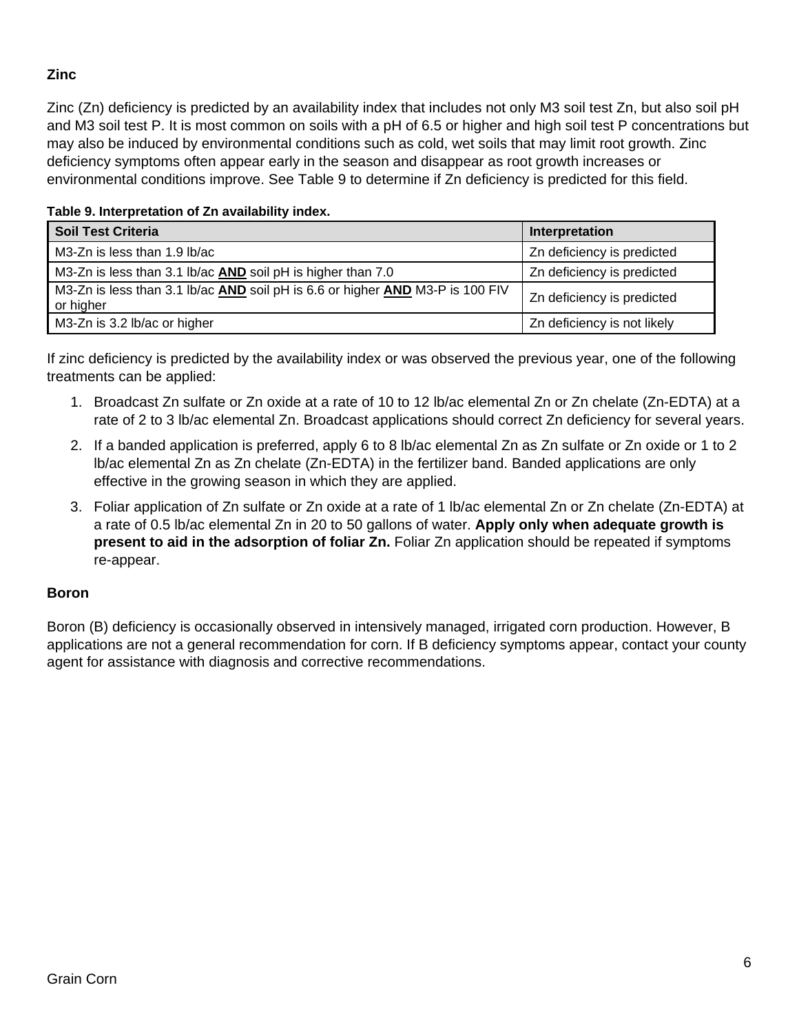## Zinc

Zinc (Zn) deficiency is predicted by an availability index that includes not only M3 soil test Zn, but also soil pH and M3 soil test P. It is most common on soils with a pH of 6.5 or higher and high soil test P concentrations but may also be induced by environmental conditions such as cold, wet soils that may limit root growth. Zinc deficiency symptoms often appear early in the season and disappear as root growth increases or environmental conditions improve. See Table 9 to determine if Zn deficiency is predicted for this field.

**Table 9. Interpretation of Zn availability index.**

| Soil Test Criteria | Interpretation |
| --- | --- |
| M3-Zn is less than 1.9 lb/ac | Zn deficiency is predicted |
| M3-Zn is less than 3.1 lb/ac **AND** soil pH is higher than 7.0 | Zn deficiency is predicted |
| M3-Zn is less than 3.1 lb/ac **AND** soil pH is 6.6 or higher **AND** M3-P is 100 FIV or higher | Zn deficiency is predicted |
| M3-Zn is 3.2 lb/ac or higher | Zn deficiency is not likely |

If zinc deficiency is predicted by the availability index or was observed the previous year, one of the following treatments can be applied:

1. Broadcast Zn sulfate or Zn oxide at a rate of 10 to 12 lb/ac elemental Zn or Zn chelate (Zn-EDTA) at a rate of 2 to 3 lb/ac elemental Zn. Broadcast applications should correct Zn deficiency for several years.
2. If a banded application is preferred, apply 6 to 8 lb/ac elemental Zn as Zn sulfate or Zn oxide or 1 to 2 lb/ac elemental Zn as Zn chelate (Zn-EDTA) in the fertilizer band. Banded applications are only effective in the growing season in which they are applied.
3. Foliar application of Zn sulfate or Zn oxide at a rate of 1 lb/ac elemental Zn or Zn chelate (Zn-EDTA) at a rate of 0.5 lb/ac elemental Zn in 20 to 50 gallons of water. **Apply only when adequate growth is present to aid in the adsorption of foliar Zn.** Foliar Zn application should be repeated if symptoms re-appear.

## Boron

Boron (B) deficiency is occasionally observed in intensively managed, irrigated corn production. However, B applications are not a general recommendation for corn. If B deficiency symptoms appear, contact your county agent for assistance with diagnosis and corrective recommendations.